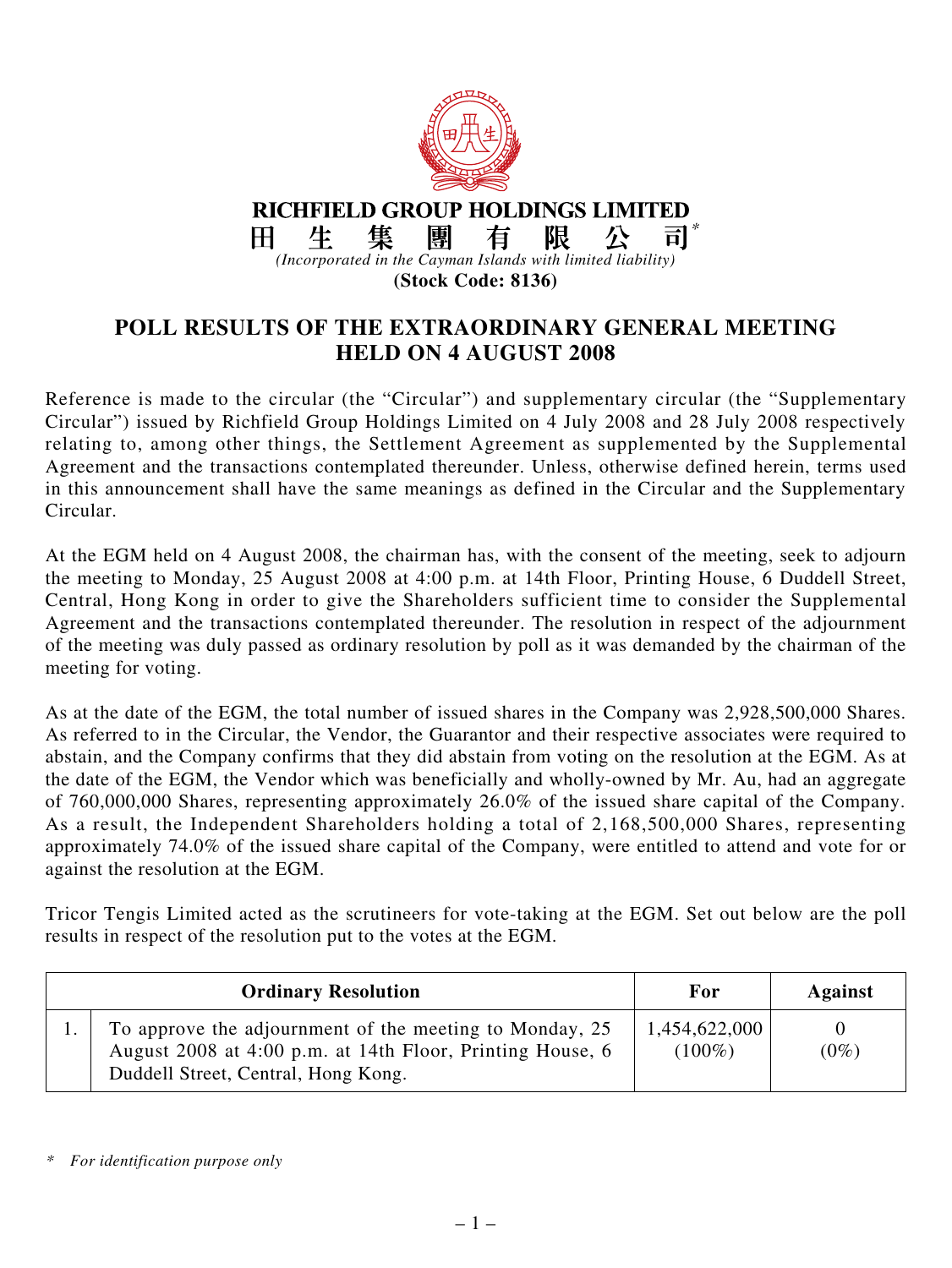**RICHFIELD GROUP HOLDINGS LIMITED**

**田 生 集 團 有 限 公 司***

*(Incorporated in the Cayman Islands with limited liability)*

**(Stock Code: 8136)**

# POLL RESULTS OF THE EXTRAORDINARY GENERAL MEETING HELD ON 4 AUGUST 2008

Reference is made to the circular (the "Circular") and supplementary circular (the "Supplementary Circular") issued by Richfield Group Holdings Limited on 4 July 2008 and 28 July 2008 respectively relating to, among other things, the Settlement Agreement as supplemented by the Supplemental Agreement and the transactions contemplated thereunder. Unless, otherwise defined herein, terms used in this announcement shall have the same meanings as defined in the Circular and the Supplementary Circular.

At the EGM held on 4 August 2008, the chairman has, with the consent of the meeting, seek to adjourn the meeting to Monday, 25 August 2008 at 4:00 p.m. at 14th Floor, Printing House, 6 Duddell Street, Central, Hong Kong in order to give the Shareholders sufficient time to consider the Supplemental Agreement and the transactions contemplated thereunder. The resolution in respect of the adjournment of the meeting was duly passed as ordinary resolution by poll as it was demanded by the chairman of the meeting for voting.

As at the date of the EGM, the total number of issued shares in the Company was 2,928,500,000 Shares. As referred to in the Circular, the Vendor, the Guarantor and their respective associates were required to abstain, and the Company confirms that they did abstain from voting on the resolution at the EGM. As at the date of the EGM, the Vendor which was beneficially and wholly-owned by Mr. Au, had an aggregate of 760,000,000 Shares, representing approximately 26.0% of the issued share capital of the Company. As a result, the Independent Shareholders holding a total of 2,168,500,000 Shares, representing approximately 74.0% of the issued share capital of the Company, were entitled to attend and vote for or against the resolution at the EGM.

Tricor Tengis Limited acted as the scrutineers for vote-taking at the EGM. Set out below are the poll results in respect of the resolution put to the votes at the EGM.

| | Ordinary Resolution | For | Against |
|---|---|---|---|
| 1. | To approve the adjournment of the meeting to Monday, 25 August 2008 at 4:00 p.m. at 14th Floor, Printing House, 6 Duddell Street, Central, Hong Kong. | 1,454,622,000 (100%) | 0 (0%) |

\* *For identification purpose only*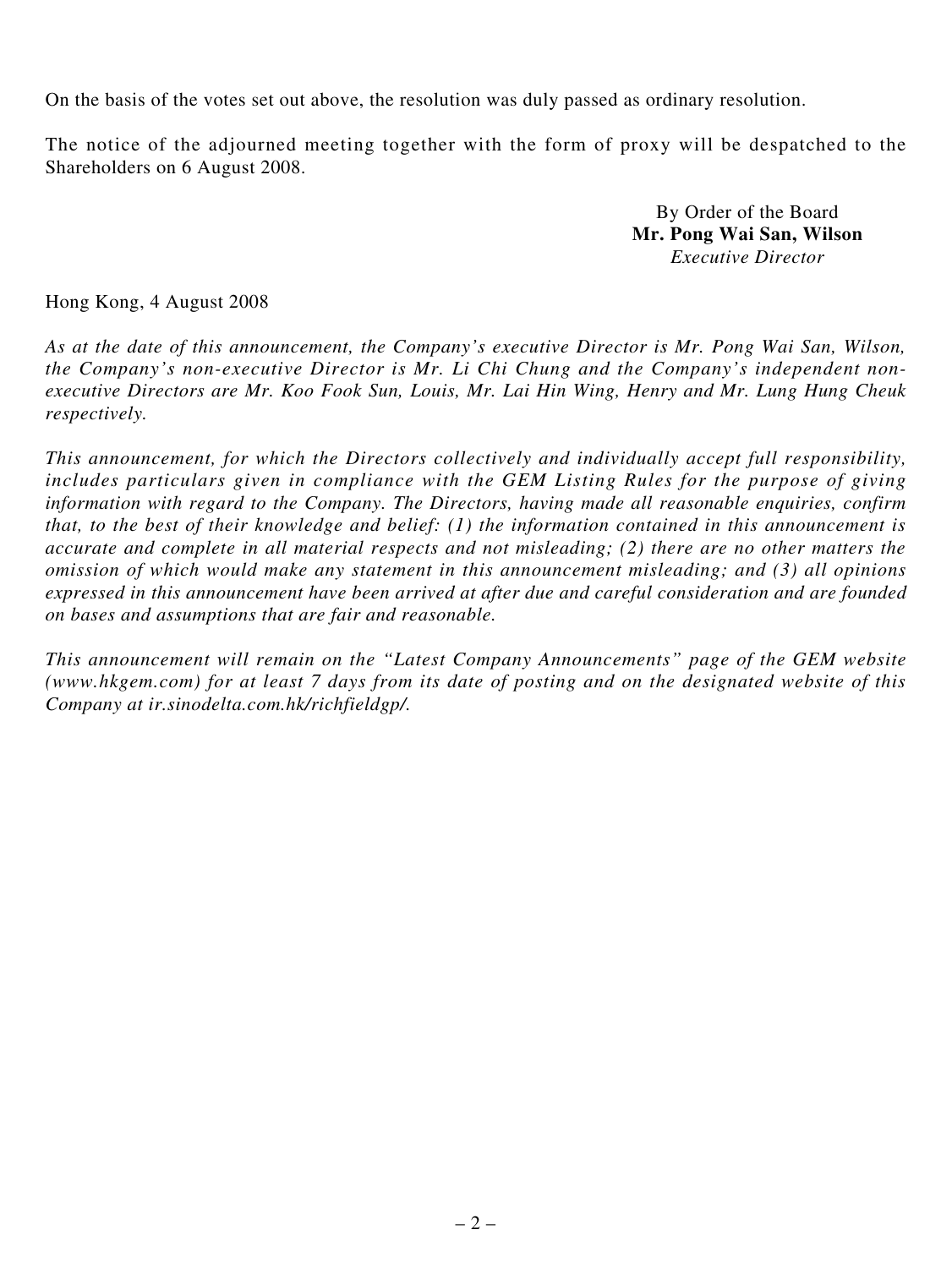On the basis of the votes set out above, the resolution was duly passed as ordinary resolution.

The notice of the adjourned meeting together with the form of proxy will be despatched to the Shareholders on 6 August 2008.

By Order of the Board
**Mr. Pong Wai San, Wilson**
*Executive Director*

Hong Kong, 4 August 2008

*As at the date of this announcement, the Company's executive Director is Mr. Pong Wai San, Wilson, the Company's non-executive Director is Mr. Li Chi Chung and the Company's independent non-executive Directors are Mr. Koo Fook Sun, Louis, Mr. Lai Hin Wing, Henry and Mr. Lung Hung Cheuk respectively.*

*This announcement, for which the Directors collectively and individually accept full responsibility, includes particulars given in compliance with the GEM Listing Rules for the purpose of giving information with regard to the Company. The Directors, having made all reasonable enquiries, confirm that, to the best of their knowledge and belief: (1) the information contained in this announcement is accurate and complete in all material respects and not misleading; (2) there are no other matters the omission of which would make any statement in this announcement misleading; and (3) all opinions expressed in this announcement have been arrived at after due and careful consideration and are founded on bases and assumptions that are fair and reasonable.*

*This announcement will remain on the "Latest Company Announcements" page of the GEM website (www.hkgem.com) for at least 7 days from its date of posting and on the designated website of this Company at ir.sinodelta.com.hk/richfieldgp/.*